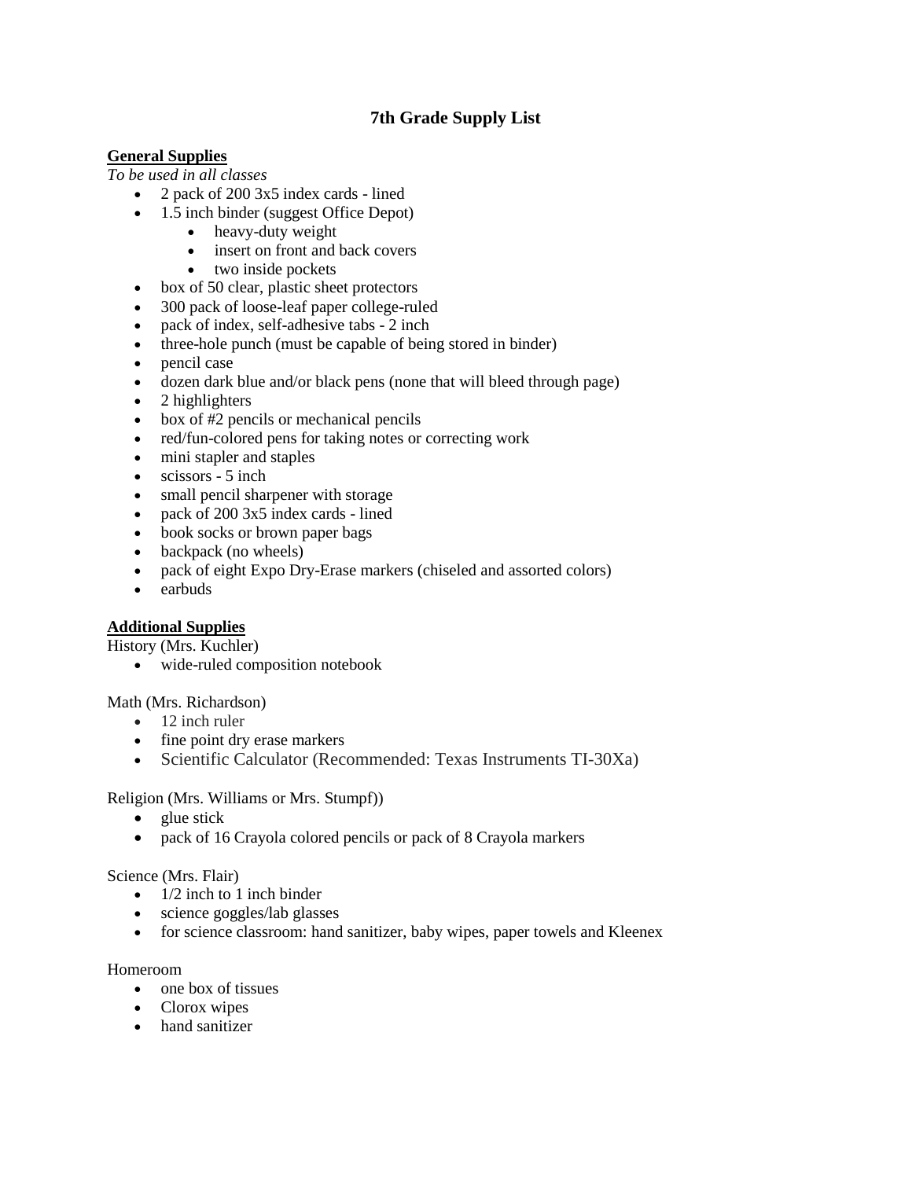# 7th Grade Supply List

**General Supplies**

*To be used in all classes*

- 2 pack of 200 3x5 index cards - lined
- 1.5 inch binder (suggest Office Depot)
    - heavy-duty weight
    - insert on front and back covers
    - two inside pockets
- box of 50 clear, plastic sheet protectors
- 300 pack of loose-leaf paper college-ruled
- pack of index, self-adhesive tabs - 2 inch
- three-hole punch (must be capable of being stored in binder)
- pencil case
- dozen dark blue and/or black pens (none that will bleed through page)
- 2 highlighters
- box of #2 pencils or mechanical pencils
- red/fun-colored pens for taking notes or correcting work
- mini stapler and staples
- scissors - 5 inch
- small pencil sharpener with storage
- pack of 200 3x5 index cards - lined
- book socks or brown paper bags
- backpack (no wheels)
- pack of eight Expo Dry-Erase markers (chiseled and assorted colors)
- earbuds

**Additional Supplies**

History (Mrs. Kuchler)

- wide-ruled composition notebook

Math (Mrs. Richardson)

- 12 inch ruler
- fine point dry erase markers
- Scientific Calculator (Recommended: Texas Instruments TI-30Xa)

Religion (Mrs. Williams or Mrs. Stumpf))

- glue stick
- pack of 16 Crayola colored pencils or pack of 8 Crayola markers

Science (Mrs. Flair)

- 1/2 inch to 1 inch binder
- science goggles/lab glasses
- for science classroom: hand sanitizer, baby wipes, paper towels and Kleenex

Homeroom

- one box of tissues
- Clorox wipes
- hand sanitizer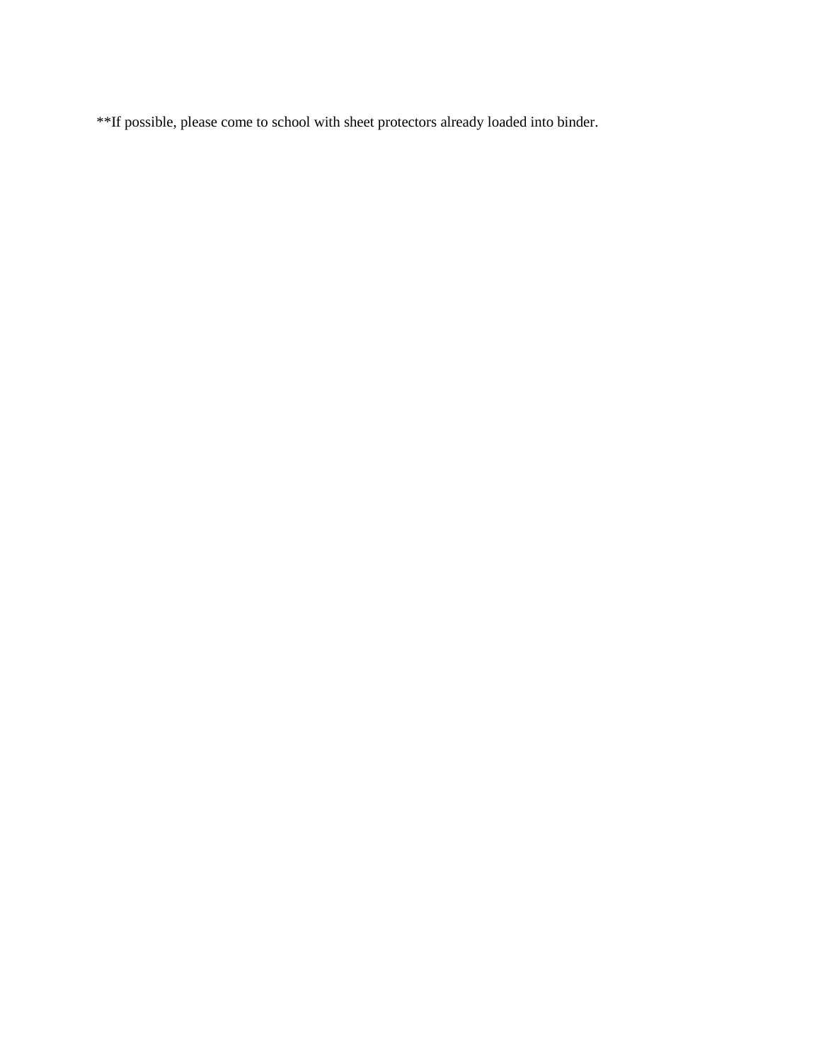**If possible, please come to school with sheet protectors already loaded into binder.